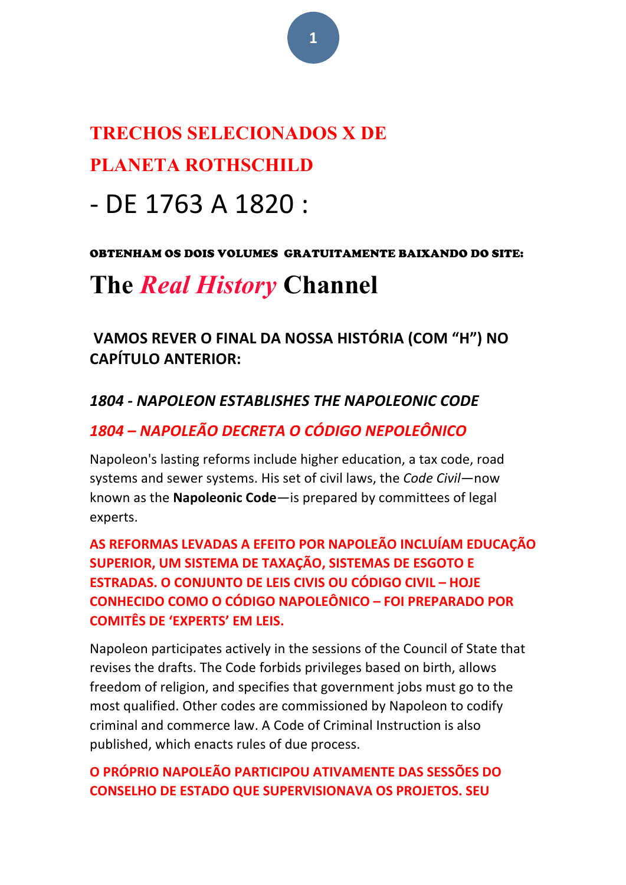# TRECHOS SELECIONADOS X DE PLANETA ROTHSCHILD

# - DE 1763 A 1820 :

**OBTENHAM OS DOIS VOLUMES GRATUITAMENTE BAIXANDO DO SITE:**

# The *Real History* Channel

### VAMOS REVER O FINAL DA NOSSA HISTÓRIA (COM "H") NO CAPÍTULO ANTERIOR:

### *1804 - NAPOLEON ESTABLISHES THE NAPOLEONIC CODE*

### *1804 – NAPOLEÃO DECRETA O CÓDIGO NEPOLEÔNICO*

Napoleon's lasting reforms include higher education, a tax code, road systems and sewer systems. His set of civil laws, the *Code Civil*—now known as the **Napoleonic Code**—is prepared by committees of legal experts.

**AS REFORMAS LEVADAS A EFEITO POR NAPOLEÃO INCLUÍAM EDUCAÇÃO SUPERIOR, UM SISTEMA DE TAXAÇÃO, SISTEMAS DE ESGOTO E ESTRADAS. O CONJUNTO DE LEIS CIVIS OU CÓDIGO CIVIL – HOJE CONHECIDO COMO O CÓDIGO NAPOLEÔNICO – FOI PREPARADO POR COMITÊS DE 'EXPERTS' EM LEIS.**

Napoleon participates actively in the sessions of the Council of State that revises the drafts. The Code forbids privileges based on birth, allows freedom of religion, and specifies that government jobs must go to the most qualified. Other codes are commissioned by Napoleon to codify criminal and commerce law. A Code of Criminal Instruction is also published, which enacts rules of due process.

**O PRÓPRIO NAPOLEÃO PARTICIPOU ATIVAMENTE DAS SESSÕES DO CONSELHO DE ESTADO QUE SUPERVISIONAVA OS PROJETOS. SEU**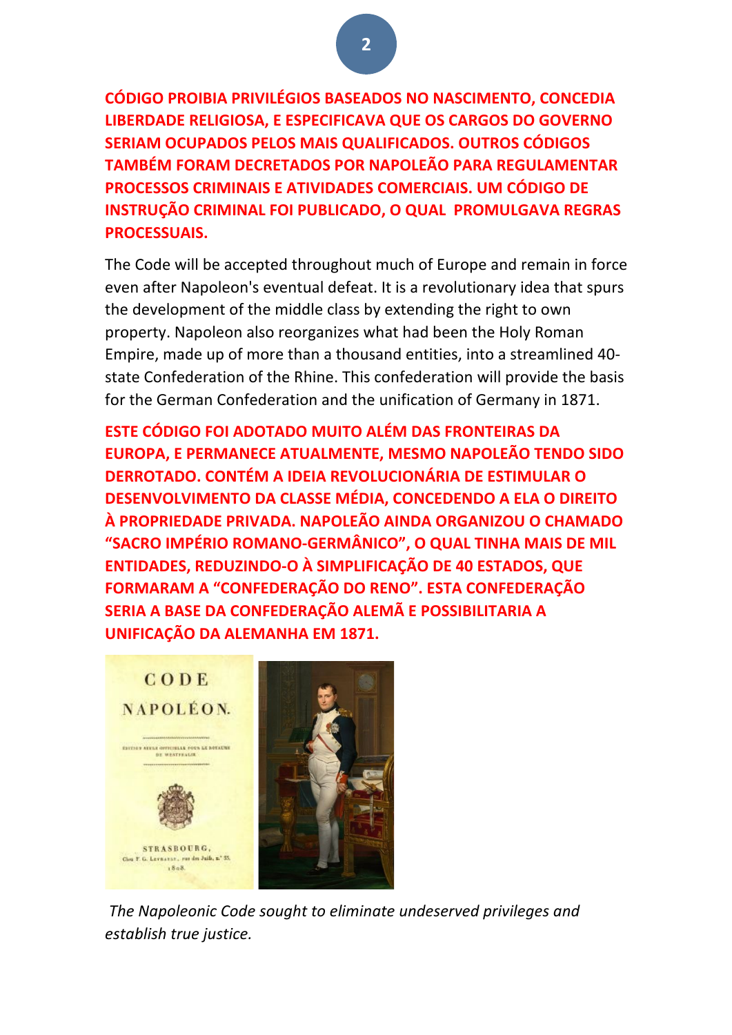**CÓDIGO PROIBIA PRIVILÉGIOS BASEADOS NO NASCIMENTO, CONCEDIA LIBERDADE RELIGIOSA, E ESPECIFICAVA QUE OS CARGOS DO GOVERNO SERIAM OCUPADOS PELOS MAIS QUALIFICADOS. OUTROS CÓDIGOS TAMBÉM FORAM DECRETADOS POR NAPOLEÃO PARA REGULAMENTAR PROCESSOS CRIMINAIS E ATIVIDADES COMERCIAIS. UM CÓDIGO DE INSTRUÇÃO CRIMINAL FOI PUBLICADO, O QUAL PROMULGAVA REGRAS PROCESSUAIS.**

The Code will be accepted throughout much of Europe and remain in force even after Napoleon's eventual defeat. It is a revolutionary idea that spurs the development of the middle class by extending the right to own property. Napoleon also reorganizes what had been the Holy Roman Empire, made up of more than a thousand entities, into a streamlined 40-state Confederation of the Rhine. This confederation will provide the basis for the German Confederation and the unification of Germany in 1871.

**ESTE CÓDIGO FOI ADOTADO MUITO ALÉM DAS FRONTEIRAS DA EUROPA, E PERMANECE ATUALMENTE, MESMO NAPOLEÃO TENDO SIDO DERROTADO. CONTÉM A IDEIA REVOLUCIONÁRIA DE ESTIMULAR O DESENVOLVIMENTO DA CLASSE MÉDIA, CONCEDENDO A ELA O DIREITO À PROPRIEDADE PRIVADA. NAPOLEÃO AINDA ORGANIZOU O CHAMADO "SACRO IMPÉRIO ROMANO-GERMÂNICO", O QUAL TINHA MAIS DE MIL ENTIDADES, REDUZINDO-O À SIMPLIFICAÇÃO DE 40 ESTADOS, QUE FORMARAM A "CONFEDERAÇÃO DO RENO". ESTA CONFEDERAÇÃO SERIA A BASE DA CONFEDERAÇÃO ALEMÃ E POSSIBILITARIA A UNIFICAÇÃO DA ALEMANHA EM 1871.**

*The Napoleonic Code sought to eliminate undeserved privileges and establish true justice.*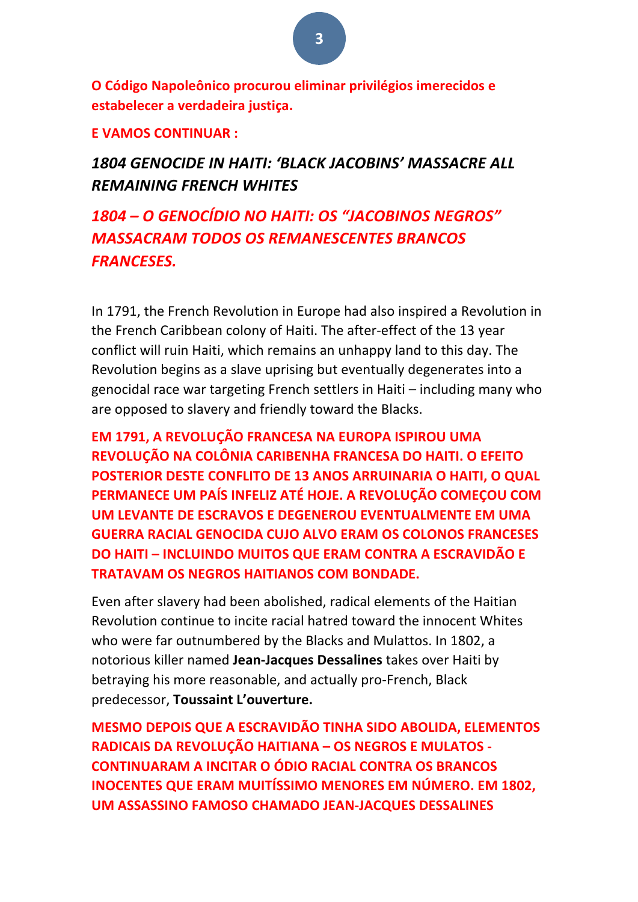**O Código Napoleônico procurou eliminar privilégios imerecidos e estabelecer a verdadeira justiça.**

**E VAMOS CONTINUAR :**

## *1804 GENOCIDE IN HAITI: ‘BLACK JACOBINS’ MASSACRE ALL REMAINING FRENCH WHITES*

## *1804 – O GENOCÍDIO NO HAITI: OS “JACOBINOS NEGROS” MASSACRAM TODOS OS REMANESCENTES BRANCOS FRANCESES.*

In 1791, the French Revolution in Europe had also inspired a Revolution in the French Caribbean colony of Haiti. The after-effect of the 13 year conflict will ruin Haiti, which remains an unhappy land to this day. The Revolution begins as a slave uprising but eventually degenerates into a genocidal race war targeting French settlers in Haiti – including many who are opposed to slavery and friendly toward the Blacks.

**EM 1791, A REVOLUÇÃO FRANCESA NA EUROPA ISPIROU UMA REVOLUÇÃO NA COLÔNIA CARIBENHA FRANCESA DO HAITI. O EFEITO POSTERIOR DESTE CONFLITO DE 13 ANOS ARRUINARIA O HAITI, O QUAL PERMANECE UM PAÍS INFELIZ ATÉ HOJE. A REVOLUÇÃO COMEÇOU COM UM LEVANTE DE ESCRAVOS E DEGENEROU EVENTUALMENTE EM UMA GUERRA RACIAL GENOCIDA CUJO ALVO ERAM OS COLONOS FRANCESES DO HAITI – INCLUINDO MUITOS QUE ERAM CONTRA A ESCRAVIDÃO E TRATAVAM OS NEGROS HAITIANOS COM BONDADE.**

Even after slavery had been abolished, radical elements of the Haitian Revolution continue to incite racial hatred toward the innocent Whites who were far outnumbered by the Blacks and Mulattos. In 1802, a notorious killer named **Jean-Jacques Dessalines** takes over Haiti by betraying his more reasonable, and actually pro-French, Black predecessor, **Toussaint L’ouverture.**

**MESMO DEPOIS QUE A ESCRAVIDÃO TINHA SIDO ABOLIDA, ELEMENTOS RADICAIS DA REVOLUÇÃO HAITIANA – OS NEGROS E MULATOS - CONTINUARAM A INCITAR O ÓDIO RACIAL CONTRA OS BRANCOS INOCENTES QUE ERAM MUITÍSSIMO MENORES EM NÚMERO. EM 1802, UM ASSASSINO FAMOSO CHAMADO JEAN-JACQUES DESSALINES**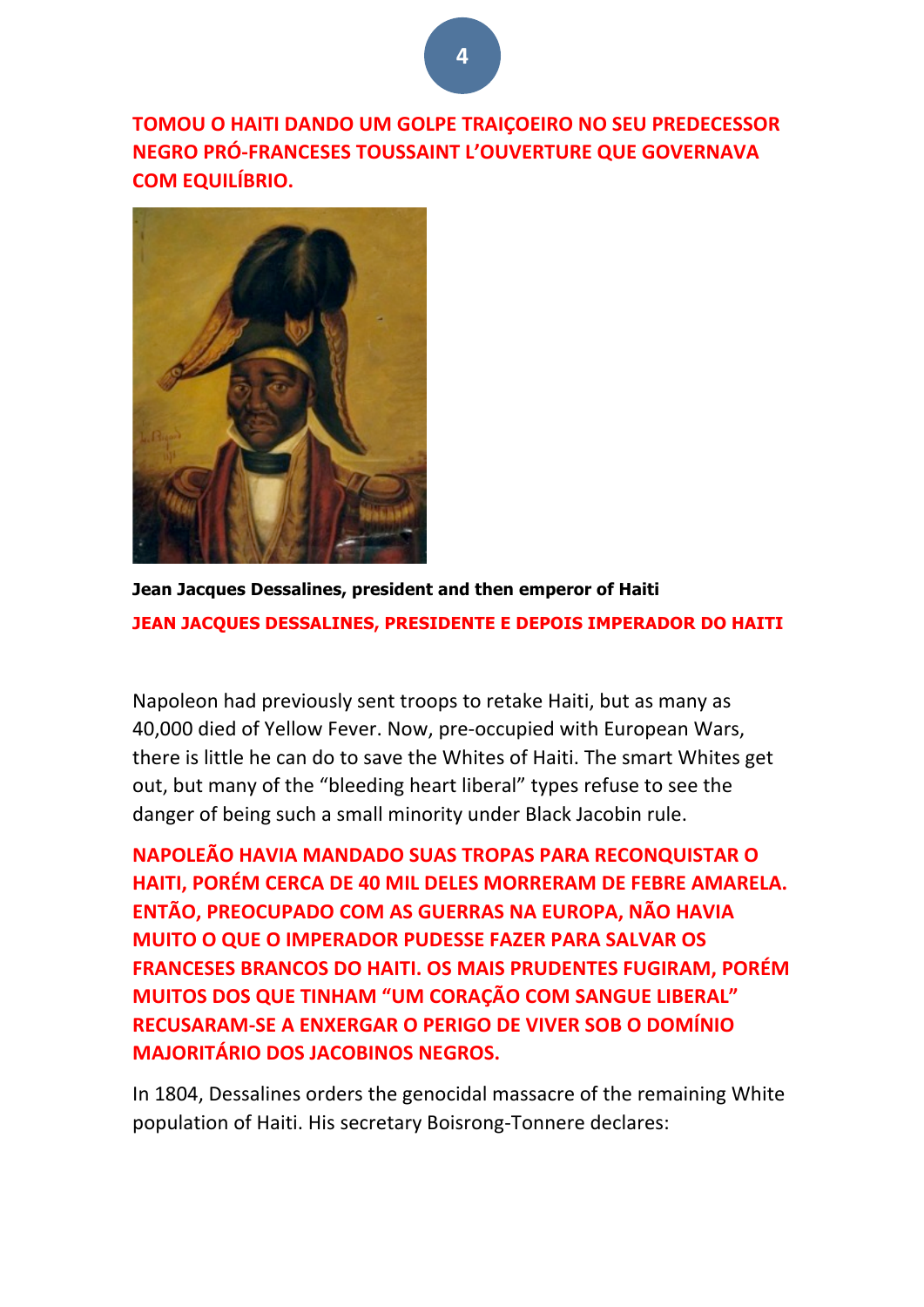**TOMOU O HAITI DANDO UM GOLPE TRAIÇOEIRO NO SEU PREDECESSOR NEGRO PRÓ-FRANCESES TOUSSAINT L'OUVERTURE QUE GOVERNAVA COM EQUILÍBRIO.**

**Jean Jacques Dessalines, president and then emperor of Haiti**

**JEAN JACQUES DESSALINES, PRESIDENTE E DEPOIS IMPERADOR DO HAITI**

Napoleon had previously sent troops to retake Haiti, but as many as 40,000 died of Yellow Fever. Now, pre-occupied with European Wars, there is little he can do to save the Whites of Haiti. The smart Whites get out, but many of the "bleeding heart liberal" types refuse to see the danger of being such a small minority under Black Jacobin rule.

**NAPOLEÃO HAVIA MANDADO SUAS TROPAS PARA RECONQUISTAR O HAITI, PORÉM CERCA DE 40 MIL DELES MORRERAM DE FEBRE AMARELA. ENTÃO, PREOCUPADO COM AS GUERRAS NA EUROPA, NÃO HAVIA MUITO O QUE O IMPERADOR PUDESSE FAZER PARA SALVAR OS FRANCESES BRANCOS DO HAITI. OS MAIS PRUDENTES FUGIRAM, PORÉM MUITOS DOS QUE TINHAM "UM CORAÇÃO COM SANGUE LIBERAL" RECUSARAM-SE A ENXERGAR O PERIGO DE VIVER SOB O DOMÍNIO MAJORITÁRIO DOS JACOBINOS NEGROS.**

In 1804, Dessalines orders the genocidal massacre of the remaining White population of Haiti. His secretary Boisrong-Tonnere declares: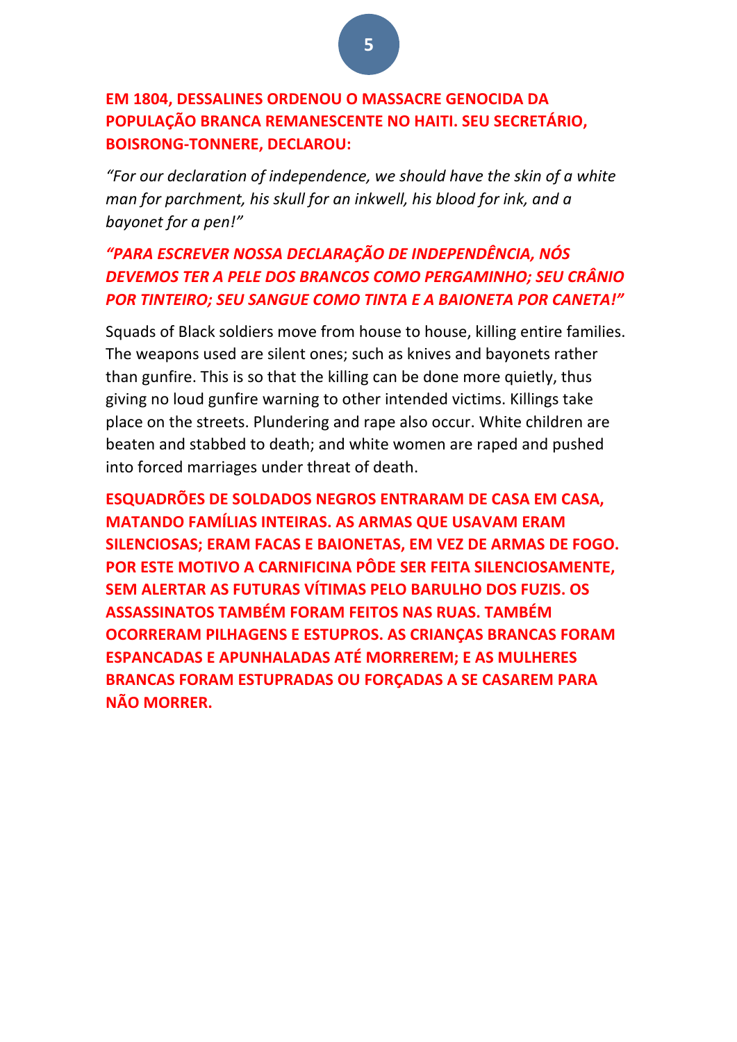**EM 1804, DESSALINES ORDENOU O MASSACRE GENOCIDA DA POPULAÇÃO BRANCA REMANESCENTE NO HAITI. SEU SECRETÁRIO, BOISRONG-TONNERE, DECLAROU:**

*"For our declaration of independence, we should have the skin of a white man for parchment, his skull for an inkwell, his blood for ink, and a bayonet for a pen!"*

***"PARA ESCREVER NOSSA DECLARAÇÃO DE INDEPENDÊNCIA, NÓS DEVEMOS TER A PELE DOS BRANCOS COMO PERGAMINHO; SEU CRÂNIO POR TINTEIRO; SEU SANGUE COMO TINTA E A BAIONETA POR CANETA!"***

Squads of Black soldiers move from house to house, killing entire families. The weapons used are silent ones; such as knives and bayonets rather than gunfire. This is so that the killing can be done more quietly, thus giving no loud gunfire warning to other intended victims. Killings take place on the streets. Plundering and rape also occur. White children are beaten and stabbed to death; and white women are raped and pushed into forced marriages under threat of death.

**ESQUADRÕES DE SOLDADOS NEGROS ENTRARAM DE CASA EM CASA, MATANDO FAMÍLIAS INTEIRAS. AS ARMAS QUE USAVAM ERAM SILENCIOSAS; ERAM FACAS E BAIONETAS, EM VEZ DE ARMAS DE FOGO. POR ESTE MOTIVO A CARNIFICINA PÔDE SER FEITA SILENCIOSAMENTE, SEM ALERTAR AS FUTURAS VÍTIMAS PELO BARULHO DOS FUZIS. OS ASSASSINATOS TAMBÉM FORAM FEITOS NAS RUAS. TAMBÉM OCORRERAM PILHAGENS E ESTUPROS. AS CRIANÇAS BRANCAS FORAM ESPANCADAS E APUNHALADAS ATÉ MORREREM; E AS MULHERES BRANCAS FORAM ESTUPRADAS OU FORÇADAS A SE CASAREM PARA NÃO MORRER.**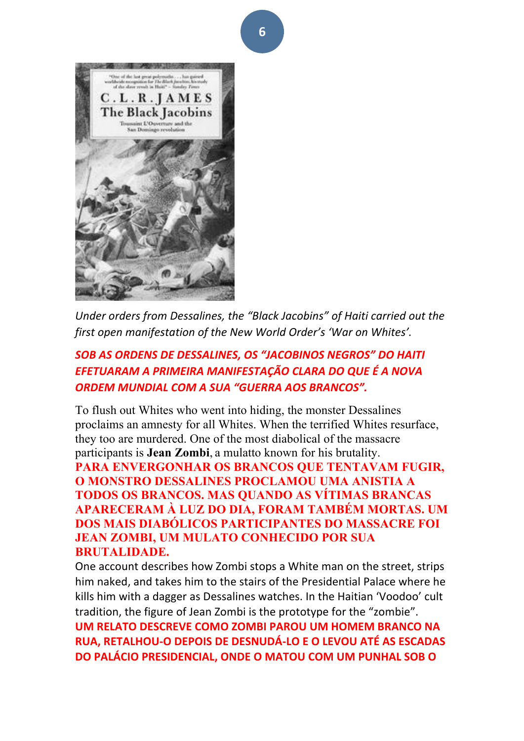*Under orders from Dessalines, the "Black Jacobins" of Haiti carried out the first open manifestation of the New World Order's 'War on Whites'.*

***SOB AS ORDENS DE DESSALINES, OS "JACOBINOS NEGROS" DO HAITI EFETUARAM A PRIMEIRA MANIFESTAÇÃO CLARA DO QUE É A NOVA ORDEM MUNDIAL COM A SUA "GUERRA AOS BRANCOS".***

To flush out Whites who went into hiding, the monster Dessalines proclaims an amnesty for all Whites. When the terrified Whites resurface, they too are murdered. One of the most diabolical of the massacre participants is **Jean Zombi**, a mulatto known for his brutality.

**PARA ENVERGONHAR OS BRANCOS QUE TENTAVAM FUGIR, O MONSTRO DESSALINES PROCLAMOU UMA ANISTIA A TODOS OS BRANCOS. MAS QUANDO AS VÍTIMAS BRANCAS APARECERAM À LUZ DO DIA, FORAM TAMBÉM MORTAS. UM DOS MAIS DIABÓLICOS PARTICIPANTES DO MASSACRE FOI JEAN ZOMBI, UM MULATO CONHECIDO POR SUA BRUTALIDADE.**

One account describes how Zombi stops a White man on the street, strips him naked, and takes him to the stairs of the Presidential Palace where he kills him with a dagger as Dessalines watches. In the Haitian 'Voodoo' cult tradition, the figure of Jean Zombi is the prototype for the "zombie".

**UM RELATO DESCREVE COMO ZOMBI PAROU UM HOMEM BRANCO NA RUA, RETALHOU-O DEPOIS DE DESNUDÁ-LO E O LEVOU ATÉ AS ESCADAS DO PALÁCIO PRESIDENCIAL, ONDE O MATOU COM UM PUNHAL SOB O**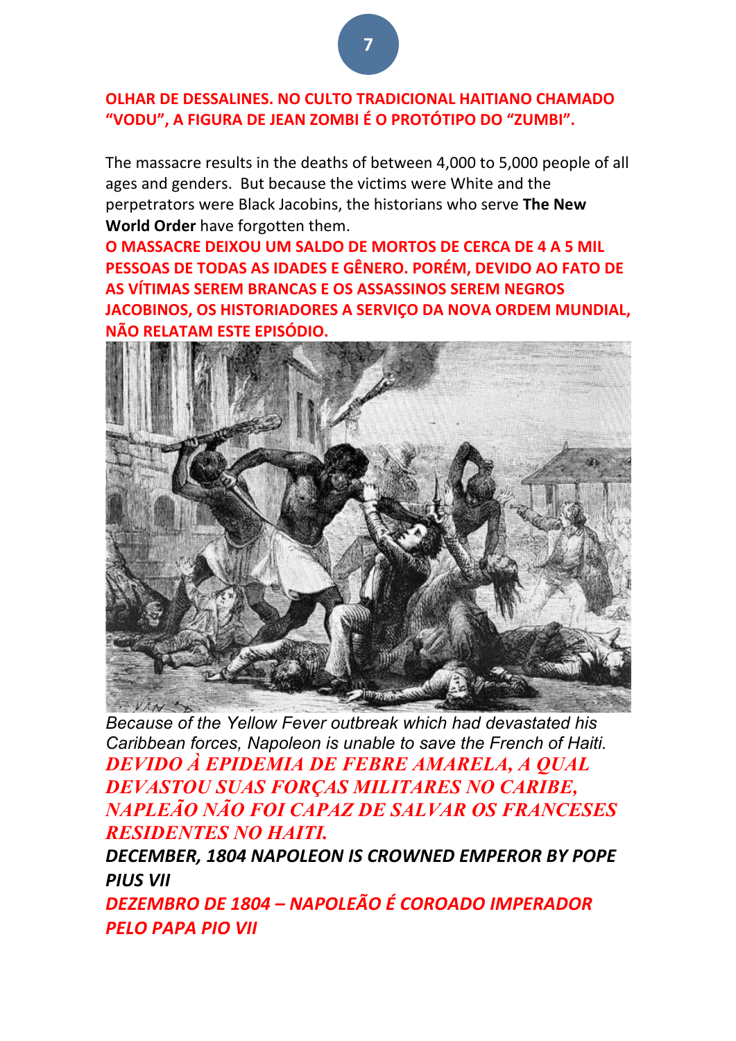**OLHAR DE DESSALINES. NO CULTO TRADICIONAL HAITIANO CHAMADO "VODU", A FIGURA DE JEAN ZOMBI É O PROTÓTIPO DO "ZUMBI".**

The massacre results in the deaths of between 4,000 to 5,000 people of all ages and genders. But because the victims were White and the perpetrators were Black Jacobins, the historians who serve **The New World Order** have forgotten them.

**O MASSACRE DEIXOU UM SALDO DE MORTOS DE CERCA DE 4 A 5 MIL PESSOAS DE TODAS AS IDADES E GÊNERO. PORÉM, DEVIDO AO FATO DE AS VÍTIMAS SEREM BRANCAS E OS ASSASSINOS SEREM NEGROS JACOBINOS, OS HISTORIADORES A SERVIÇO DA NOVA ORDEM MUNDIAL, NÃO RELATAM ESTE EPISÓDIO.**

*Because of the Yellow Fever outbreak which had devastated his Caribbean forces, Napoleon is unable to save the French of Haiti.*

***DEVIDO À EPIDEMIA DE FEBRE AMARELA, A QUAL DEVASTOU SUAS FORÇAS MILITARES NO CARIBE, NAPLEÃO NÃO FOI CAPAZ DE SALVAR OS FRANCESES RESIDENTES NO HAITI.***

***DECEMBER, 1804 NAPOLEON IS CROWNED EMPEROR BY POPE PIUS VII***

***DEZEMBRO DE 1804 – NAPOLEÃO É COROADO IMPERADOR PELO PAPA PIO VII***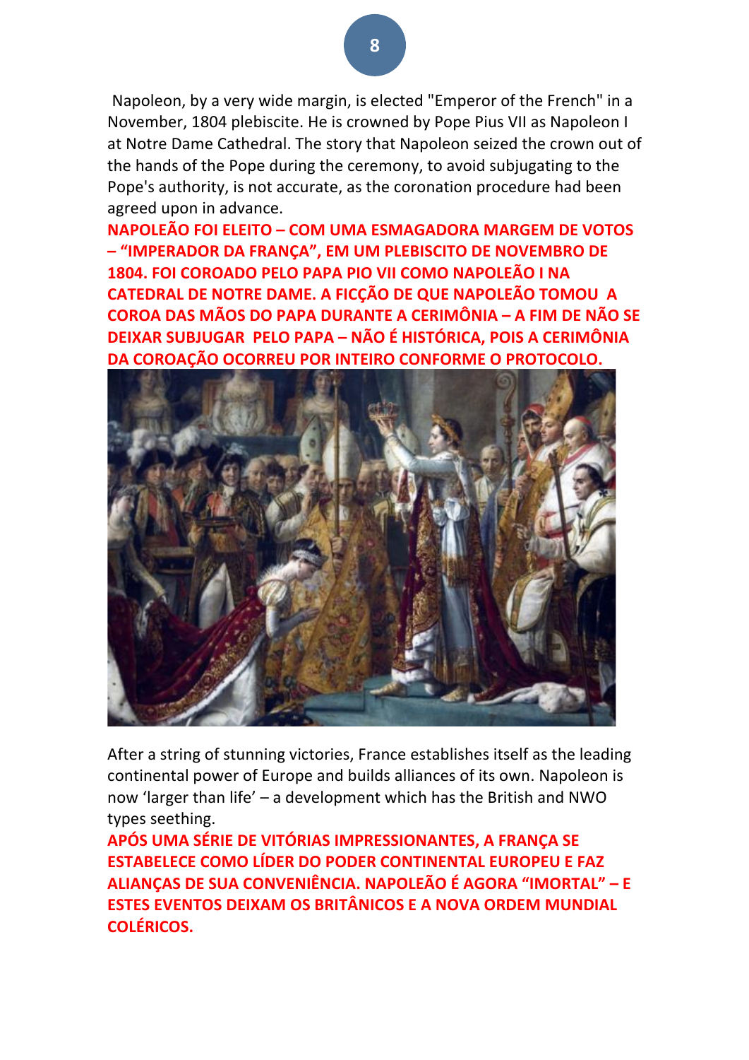Napoleon, by a very wide margin, is elected "Emperor of the French" in a November, 1804 plebiscite. He is crowned by Pope Pius VII as Napoleon I at Notre Dame Cathedral. The story that Napoleon seized the crown out of the hands of the Pope during the ceremony, to avoid subjugating to the Pope's authority, is not accurate, as the coronation procedure had been agreed upon in advance.

**NAPOLEÃO FOI ELEITO – COM UMA ESMAGADORA MARGEM DE VOTOS – "IMPERADOR DA FRANÇA", EM UM PLEBISCITO DE NOVEMBRO DE 1804. FOI COROADO PELO PAPA PIO VII COMO NAPOLEÃO I NA CATEDRAL DE NOTRE DAME. A FICÇÃO DE QUE NAPOLEÃO TOMOU A COROA DAS MÃOS DO PAPA DURANTE A CERIMÔNIA – A FIM DE NÃO SE DEIXAR SUBJUGAR PELO PAPA – NÃO É HISTÓRICA, POIS A CERIMÔNIA DA COROAÇÃO OCORREU POR INTEIRO CONFORME O PROTOCOLO.**

After a string of stunning victories, France establishes itself as the leading continental power of Europe and builds alliances of its own. Napoleon is now 'larger than life' – a development which has the British and NWO types seething.

**APÓS UMA SÉRIE DE VITÓRIAS IMPRESSIONANTES, A FRANÇA SE ESTABELECE COMO LÍDER DO PODER CONTINENTAL EUROPEU E FAZ ALIANÇAS DE SUA CONVENIÊNCIA. NAPOLEÃO É AGORA "IMORTAL" – E ESTES EVENTOS DEIXAM OS BRITÂNICOS E A NOVA ORDEM MUNDIAL COLÉRICOS.**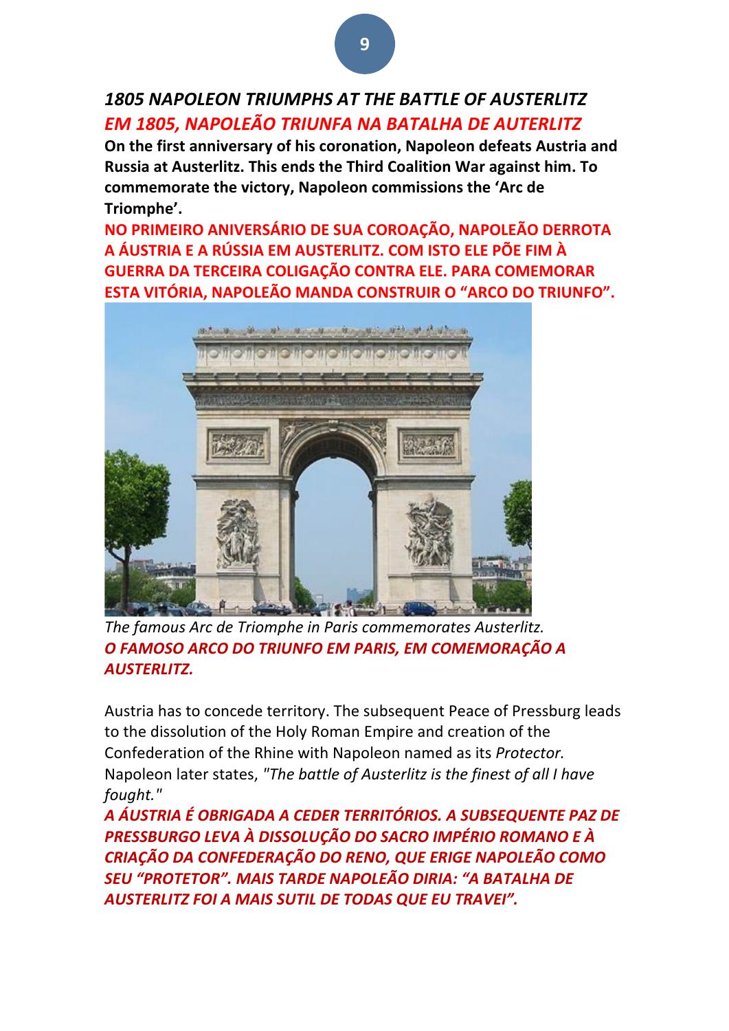## *1805 NAPOLEON TRIUMPHS AT THE BATTLE OF AUSTERLITZ*

## *EM 1805, NAPOLEÃO TRIUNFA NA BATALHA DE AUTERLITZ*

**On the first anniversary of his coronation, Napoleon defeats Austria and Russia at Austerlitz. This ends the Third Coalition War against him. To commemorate the victory, Napoleon commissions the 'Arc de Triomphe'.**

**NO PRIMEIRO ANIVERSÁRIO DE SUA COROAÇÃO, NAPOLEÃO DERROTA A ÁUSTRIA E A RÚSSIA EM AUSTERLITZ. COM ISTO ELE PÕE FIM À GUERRA DA TERCEIRA COLIGAÇÃO CONTRA ELE. PARA COMEMORAR ESTA VITÓRIA, NAPOLEÃO MANDA CONSTRUIR O "ARCO DO TRIUNFO".**

*The famous Arc de Triomphe in Paris commemorates Austerlitz.*

***O FAMOSO ARCO DO TRIUNFO EM PARIS, EM COMEMORAÇÃO A AUSTERLITZ.***

Austria has to concede territory. The subsequent Peace of Pressburg leads to the dissolution of the Holy Roman Empire and creation of the Confederation of the Rhine with Napoleon named as its *Protector.* Napoleon later states, *"The battle of Austerlitz is the finest of all I have fought."*

***A ÁUSTRIA É OBRIGADA A CEDER TERRITÓRIOS. A SUBSEQUENTE PAZ DE PRESSBURGO LEVA À DISSOLUÇÃO DO SACRO IMPÉRIO ROMANO E À CRIAÇÃO DA CONFEDERAÇÃO DO RENO, QUE ERIGE NAPOLEÃO COMO SEU "PROTETOR". MAIS TARDE NAPOLEÃO DIRIA: "A BATALHA DE AUSTERLITZ FOI A MAIS SUTIL DE TODAS QUE EU TRAVEI".***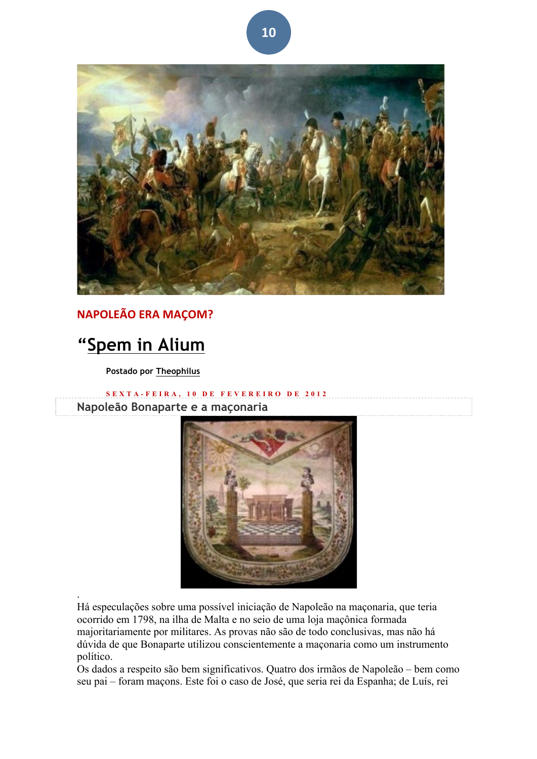## NAPOLEÃO ERA MAÇOM?

# "Spem in Alium

Postado por Theophilus

SEXTA-FEIRA, 10 DE FEVEREIRO DE 2012

### Napoleão Bonaparte e a maçonaria

.

Há especulações sobre uma possível iniciação de Napoleão na maçonaria, que teria ocorrido em 1798, na ilha de Malta e no seio de uma loja maçônica formada majoritariamente por militares. As provas não são de todo conclusivas, mas não há dúvida de que Bonaparte utilizou conscientemente a maçonaria como um instrumento político.

Os dados a respeito são bem significativos. Quatro dos irmãos de Napoleão – bem como seu pai – foram maçons. Este foi o caso de José, que seria rei da Espanha; de Luís, rei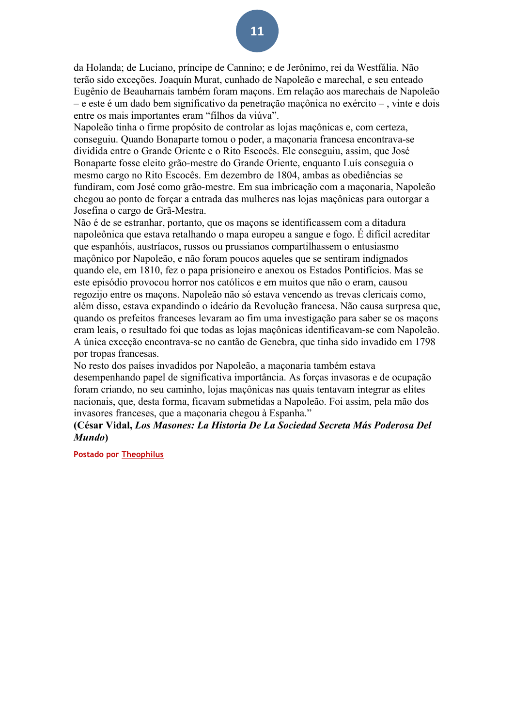da Holanda; de Luciano, príncipe de Cannino; e de Jerônimo, rei da Westfália. Não terão sido exceções. Joaquín Murat, cunhado de Napoleão e marechal, e seu enteado Eugênio de Beauharnais também foram maçons. Em relação aos marechais de Napoleão – e este é um dado bem significativo da penetração maçônica no exército – , vinte e dois entre os mais importantes eram "filhos da viúva".

Napoleão tinha o firme propósito de controlar as lojas maçônicas e, com certeza, conseguiu. Quando Bonaparte tomou o poder, a maçonaria francesa encontrava-se dividida entre o Grande Oriente e o Rito Escocês. Ele conseguiu, assim, que José Bonaparte fosse eleito grão-mestre do Grande Oriente, enquanto Luís conseguia o mesmo cargo no Rito Escocês. Em dezembro de 1804, ambas as obediências se fundiram, com José como grão-mestre. Em sua imbricação com a maçonaria, Napoleão chegou ao ponto de forçar a entrada das mulheres nas lojas maçônicas para outorgar a Josefina o cargo de Grã-Mestra.

Não é de se estranhar, portanto, que os maçons se identificassem com a ditadura napoleônica que estava retalhando o mapa europeu a sangue e fogo. É difícil acreditar que espanhóis, austríacos, russos ou prussianos compartilhassem o entusiasmo maçônico por Napoleão, e não foram poucos aqueles que se sentiram indignados quando ele, em 1810, fez o papa prisioneiro e anexou os Estados Pontifícios. Mas se este episódio provocou horror nos católicos e em muitos que não o eram, causou regozijo entre os maçons. Napoleão não só estava vencendo as trevas clericais como, além disso, estava expandindo o ideário da Revolução francesa. Não causa surpresa que, quando os prefeitos franceses levaram ao fim uma investigação para saber se os maçons eram leais, o resultado foi que todas as lojas maçônicas identificavam-se com Napoleão. A única exceção encontrava-se no cantão de Genebra, que tinha sido invadido em 1798 por tropas francesas.

No resto dos países invadidos por Napoleão, a maçonaria também estava desempenhando papel de significativa importância. As forças invasoras e de ocupação foram criando, no seu caminho, lojas maçônicas nas quais tentavam integrar as elites nacionais, que, desta forma, ficavam submetidas a Napoleão. Foi assim, pela mão dos invasores franceses, que a maçonaria chegou à Espanha."

**(César Vidal, *Los Masones: La Historia De La Sociedad Secreta Más Poderosa Del Mundo*)**

Postado por Theophilus